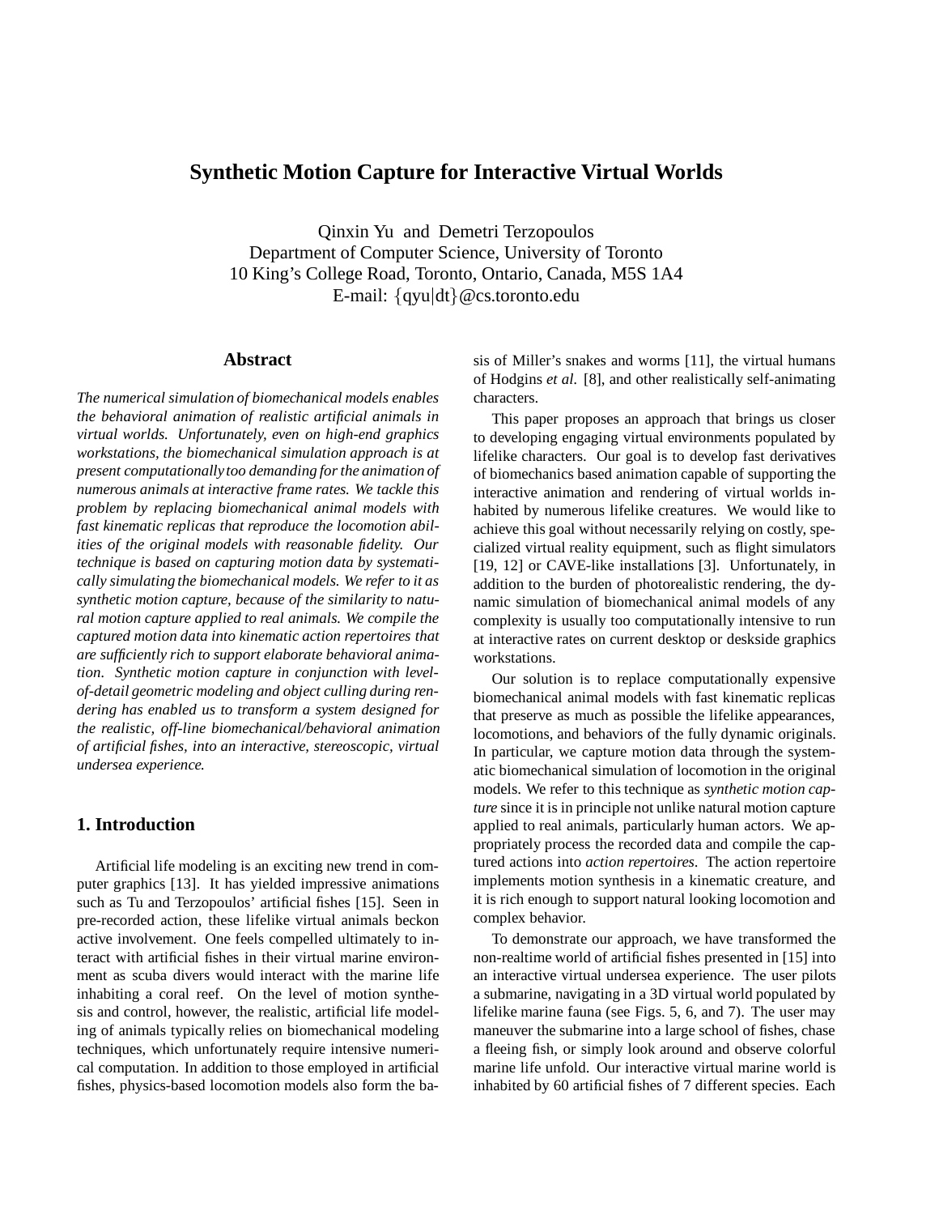# Synthetic Motion Capture for Interactive Virtual Worlds

Qinxin Yu and Demetri Terzopoulos
Department of Computer Science, University of Toronto
10 King's College Road, Toronto, Ontario, Canada, M5S 1A4
E-mail: {qyu|dt}@cs.toronto.edu

## Abstract

*The numerical simulation of biomechanical models enables the behavioral animation of realistic artificial animals in virtual worlds. Unfortunately, even on high-end graphics workstations, the biomechanical simulation approach is at present computationally too demanding for the animation of numerous animals at interactive frame rates. We tackle this problem by replacing biomechanical animal models with fast kinematic replicas that reproduce the locomotion abilities of the original models with reasonable fidelity. Our technique is based on capturing motion data by systematically simulating the biomechanical models. We refer to it as synthetic motion capture, because of the similarity to natural motion capture applied to real animals. We compile the captured motion data into kinematic action repertoires that are sufficiently rich to support elaborate behavioral animation. Synthetic motion capture in conjunction with level-of-detail geometric modeling and object culling during rendering has enabled us to transform a system designed for the realistic, off-line biomechanical/behavioral animation of artificial fishes, into an interactive, stereoscopic, virtual undersea experience.*

## 1. Introduction

Artificial life modeling is an exciting new trend in computer graphics [13]. It has yielded impressive animations such as Tu and Terzopoulos' artificial fishes [15]. Seen in pre-recorded action, these lifelike virtual animals beckon active involvement. One feels compelled ultimately to interact with artificial fishes in their virtual marine environment as scuba divers would interact with the marine life inhabiting a coral reef. On the level of motion synthesis and control, however, the realistic, artificial life modeling of animals typically relies on biomechanical modeling techniques, which unfortunately require intensive numerical computation. In addition to those employed in artificial fishes, physics-based locomotion models also form the basis of Miller's snakes and worms [11], the virtual humans of Hodgins *et al.* [8], and other realistically self-animating characters.

This paper proposes an approach that brings us closer to developing engaging virtual environments populated by lifelike characters. Our goal is to develop fast derivatives of biomechanics based animation capable of supporting the interactive animation and rendering of virtual worlds inhabited by numerous lifelike creatures. We would like to achieve this goal without necessarily relying on costly, specialized virtual reality equipment, such as flight simulators [19, 12] or CAVE-like installations [3]. Unfortunately, in addition to the burden of photorealistic rendering, the dynamic simulation of biomechanical animal models of any complexity is usually too computationally intensive to run at interactive rates on current desktop or deskside graphics workstations.

Our solution is to replace computationally expensive biomechanical animal models with fast kinematic replicas that preserve as much as possible the lifelike appearances, locomotions, and behaviors of the fully dynamic originals. In particular, we capture motion data through the systematic biomechanical simulation of locomotion in the original models. We refer to this technique as *synthetic motion capture* since it is in principle not unlike natural motion capture applied to real animals, particularly human actors. We appropriately process the recorded data and compile the captured actions into *action repertoires*. The action repertoire implements motion synthesis in a kinematic creature, and it is rich enough to support natural looking locomotion and complex behavior.

To demonstrate our approach, we have transformed the non-realtime world of artificial fishes presented in [15] into an interactive virtual undersea experience. The user pilots a submarine, navigating in a 3D virtual world populated by lifelike marine fauna (see Figs. 5, 6, and 7). The user may maneuver the submarine into a large school of fishes, chase a fleeing fish, or simply look around and observe colorful marine life unfold. Our interactive virtual marine world is inhabited by 60 artificial fishes of 7 different species. Each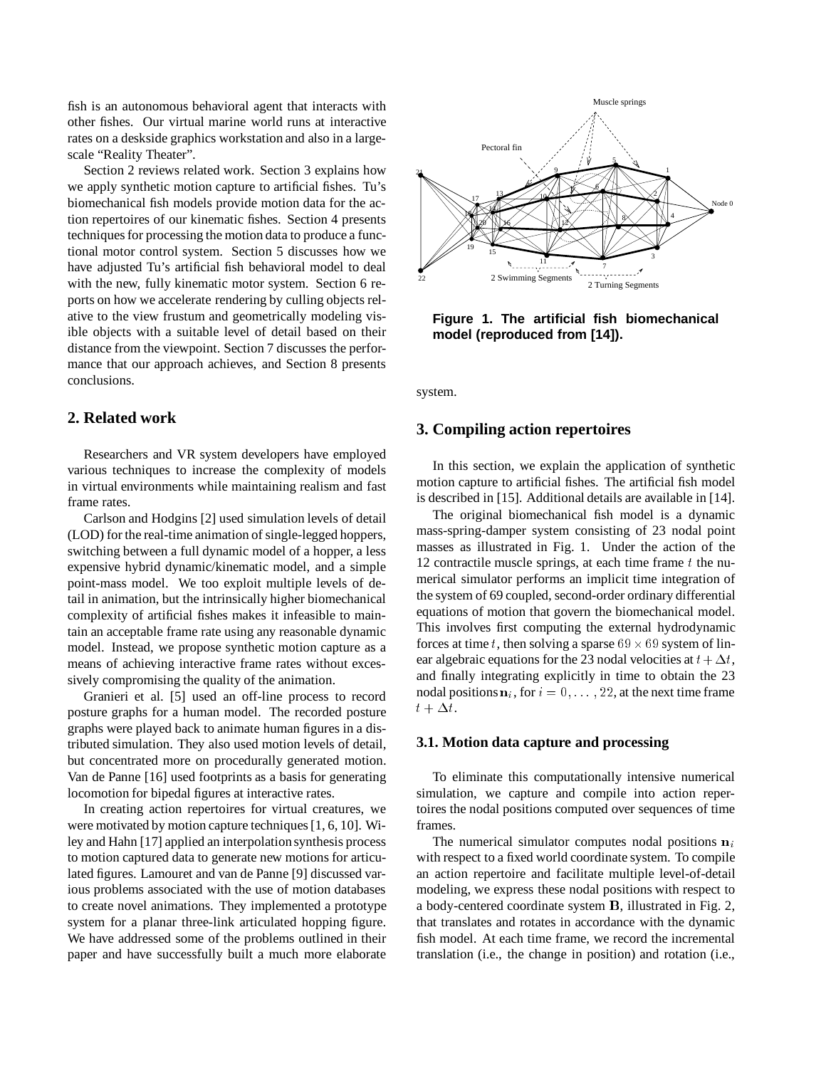fish is an autonomous behavioral agent that interacts with other fishes. Our virtual marine world runs at interactive rates on a deskside graphics workstation and also in a large-scale "Reality Theater".

Section 2 reviews related work. Section 3 explains how we apply synthetic motion capture to artificial fishes. Tu's biomechanical fish models provide motion data for the action repertoires of our kinematic fishes. Section 4 presents techniques for processing the motion data to produce a functional motor control system. Section 5 discusses how we have adjusted Tu's artificial fish behavioral model to deal with the new, fully kinematic motor system. Section 6 reports on how we accelerate rendering by culling objects relative to the view frustum and geometrically modeling visible objects with a suitable level of detail based on their distance from the viewpoint. Section 7 discusses the performance that our approach achieves, and Section 8 presents conclusions.

## 2. Related work

Researchers and VR system developers have employed various techniques to increase the complexity of models in virtual environments while maintaining realism and fast frame rates.

Carlson and Hodgins [2] used simulation levels of detail (LOD) for the real-time animation of single-legged hoppers, switching between a full dynamic model of a hopper, a less expensive hybrid dynamic/kinematic model, and a simple point-mass model. We too exploit multiple levels of detail in animation, but the intrinsically higher biomechanical complexity of artificial fishes makes it infeasible to maintain an acceptable frame rate using any reasonable dynamic model. Instead, we propose synthetic motion capture as a means of achieving interactive frame rates without excessively compromising the quality of the animation.

Granieri et al. [5] used an off-line process to record posture graphs for a human model. The recorded posture graphs were played back to animate human figures in a distributed simulation. They also used motion levels of detail, but concentrated more on procedurally generated motion. Van de Panne [16] used footprints as a basis for generating locomotion for bipedal figures at interactive rates.

In creating action repertoires for virtual creatures, we were motivated by motion capture techniques [1, 6, 10]. Wiley and Hahn [17] applied an interpolation synthesis process to motion captured data to generate new motions for articulated figures. Lamouret and van de Panne [9] discussed various problems associated with the use of motion databases to create novel animations. They implemented a prototype system for a planar three-link articulated hopping figure. We have addressed some of the problems outlined in their paper and have successfully built a much more elaborate system.

**Figure 1. The artificial fish biomechanical model (reproduced from [14]).**

## 3. Compiling action repertoires

In this section, we explain the application of synthetic motion capture to artificial fishes. The artificial fish model is described in [15]. Additional details are available in [14].

The original biomechanical fish model is a dynamic mass-spring-damper system consisting of 23 nodal point masses as illustrated in Fig. 1. Under the action of the 12 contractile muscle springs, at each time frame $t$ the numerical simulator performs an implicit time integration of the system of 69 coupled, second-order ordinary differential equations of motion that govern the biomechanical model. This involves first computing the external hydrodynamic forces at time $t$, then solving a sparse $69 \times 69$ system of linear algebraic equations for the 23 nodal velocities at $t + \Delta t$, and finally integrating explicitly in time to obtain the 23 nodal positions $\mathbf{n}_i$, for $i = 0, \ldots, 22$, at the next time frame $t + \Delta t$.

### 3.1. Motion data capture and processing

To eliminate this computationally intensive numerical simulation, we capture and compile into action repertoires the nodal positions computed over sequences of time frames.

The numerical simulator computes nodal positions $\mathbf{n}_i$ with respect to a fixed world coordinate system. To compile an action repertoire and facilitate multiple level-of-detail modeling, we express these nodal positions with respect to a body-centered coordinate system $\mathbf{B}$, illustrated in Fig. 2, that translates and rotates in accordance with the dynamic fish model. At each time frame, we record the incremental translation (i.e., the change in position) and rotation (i.e.,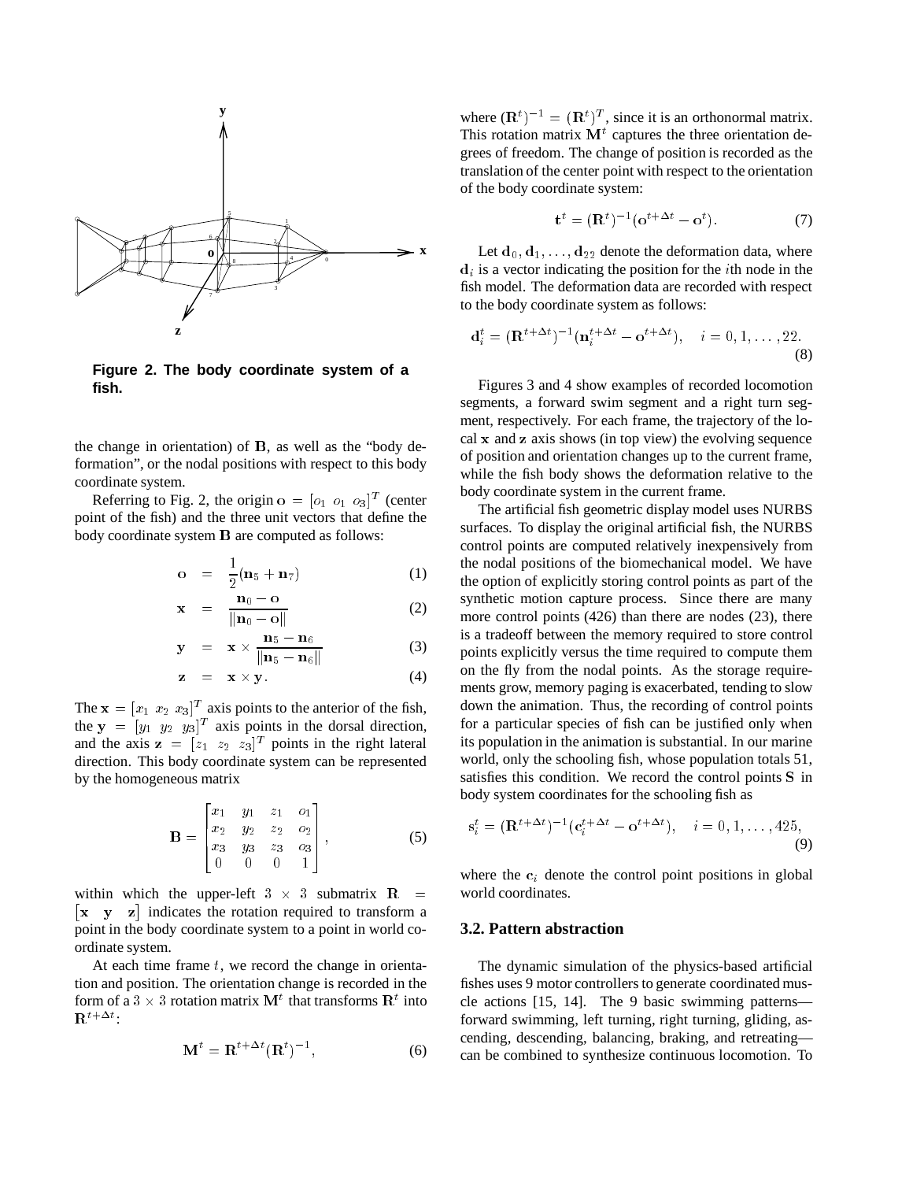**Figure 2. The body coordinate system of a fish.**

the change in orientation) of $\mathbf{B}$, as well as the "body deformation", or the nodal positions with respect to this body coordinate system.

Referring to Fig. 2, the origin $\mathbf{o} = [o_1 \ o_1 \ o_3]^T$ (center point of the fish) and the three unit vectors that define the body coordinate system $\mathbf{B}$ are computed as follows:

$$\mathbf{o} = \frac{1}{2}(\mathbf{n}_5 + \mathbf{n}_7) \tag{1}$$

$$\mathbf{x} = \frac{\mathbf{n}_0 - \mathbf{o}}{\|\mathbf{n}_0 - \mathbf{o}\|} \tag{2}$$

$$\mathbf{y} = \mathbf{x} \times \frac{\mathbf{n}_5 - \mathbf{n}_6}{\|\mathbf{n}_5 - \mathbf{n}_6\|} \tag{3}$$

$$\mathbf{z} = \mathbf{x} \times \mathbf{y}. \tag{4}$$

The $\mathbf{x} = [x_1 \ x_2 \ x_3]^T$ axis points to the anterior of the fish, the $\mathbf{y} = [y_1 \ y_2 \ y_3]^T$ axis points in the dorsal direction, and the axis $\mathbf{z} = [z_1 \ z_2 \ z_3]^T$ points in the right lateral direction. This body coordinate system can be represented by the homogeneous matrix

$$\mathbf{B} = \begin{bmatrix} x_1 & y_1 & z_1 & o_1 \\ x_2 & y_2 & z_2 & o_2 \\ x_3 & y_3 & z_3 & o_3 \\ 0 & 0 & 0 & 1 \end{bmatrix}, \tag{5}$$

within which the upper-left $3 \times 3$ submatrix $\mathbf{R} = [\mathbf{x} \ \ \mathbf{y} \ \ \mathbf{z}]$ indicates the rotation required to transform a point in the body coordinate system to a point in world coordinate system.

At each time frame $t$, we record the change in orientation and position. The orientation change is recorded in the form of a $3 \times 3$ rotation matrix $\mathbf{M}^t$ that transforms $\mathbf{R}^t$ into $\mathbf{R}^{t+\Delta t}$:

$$\mathbf{M}^t = \mathbf{R}^{t+\Delta t}(\mathbf{R}^t)^{-1}, \tag{6}$$

where $(\mathbf{R}^t)^{-1} = (\mathbf{R}^t)^T$, since it is an orthonormal matrix. This rotation matrix $\mathbf{M}^t$ captures the three orientation degrees of freedom. The change of position is recorded as the translation of the center point with respect to the orientation of the body coordinate system:

$$\mathbf{t}^t = (\mathbf{R}^t)^{-1}(\mathbf{o}^{t+\Delta t} - \mathbf{o}^t). \tag{7}$$

Let $\mathbf{d}_0, \mathbf{d}_1, \ldots, \mathbf{d}_{22}$ denote the deformation data, where $\mathbf{d}_i$ is a vector indicating the position for the $i$th node in the fish model. The deformation data are recorded with respect to the body coordinate system as follows:

$$\mathbf{d}_i^t = (\mathbf{R}^{t+\Delta t})^{-1}(\mathbf{n}_i^{t+\Delta t} - \mathbf{o}^{t+\Delta t}), \quad i = 0, 1, \ldots, 22. \tag{8}$$

Figures 3 and 4 show examples of recorded locomotion segments, a forward swim segment and a right turn segment, respectively. For each frame, the trajectory of the local $\mathbf{x}$ and $\mathbf{z}$ axis shows (in top view) the evolving sequence of position and orientation changes up to the current frame, while the fish body shows the deformation relative to the body coordinate system in the current frame.

The artificial fish geometric display model uses NURBS surfaces. To display the original artificial fish, the NURBS control points are computed relatively inexpensively from the nodal positions of the biomechanical model. We have the option of explicitly storing control points as part of the synthetic motion capture process. Since there are many more control points (426) than there are nodes (23), there is a tradeoff between the memory required to store control points explicitly versus the time required to compute them on the fly from the nodal points. As the storage requirements grow, memory paging is exacerbated, tending to slow down the animation. Thus, the recording of control points for a particular species of fish can be justified only when its population in the animation is substantial. In our marine world, only the schooling fish, whose population totals 51, satisfies this condition. We record the control points $\mathbf{S}$ in body system coordinates for the schooling fish as

$$\mathbf{s}_i^t = (\mathbf{R}^{t+\Delta t})^{-1}(\mathbf{c}_i^{t+\Delta t} - \mathbf{o}^{t+\Delta t}), \quad i = 0, 1, \ldots, 425, \tag{9}$$

where the $\mathbf{c}_i$ denote the control point positions in global world coordinates.

### 3.2. Pattern abstraction

The dynamic simulation of the physics-based artificial fishes uses 9 motor controllers to generate coordinated muscle actions [15, 14]. The 9 basic swimming patterns—forward swimming, left turning, right turning, gliding, ascending, descending, balancing, braking, and retreating—can be combined to synthesize continuous locomotion. To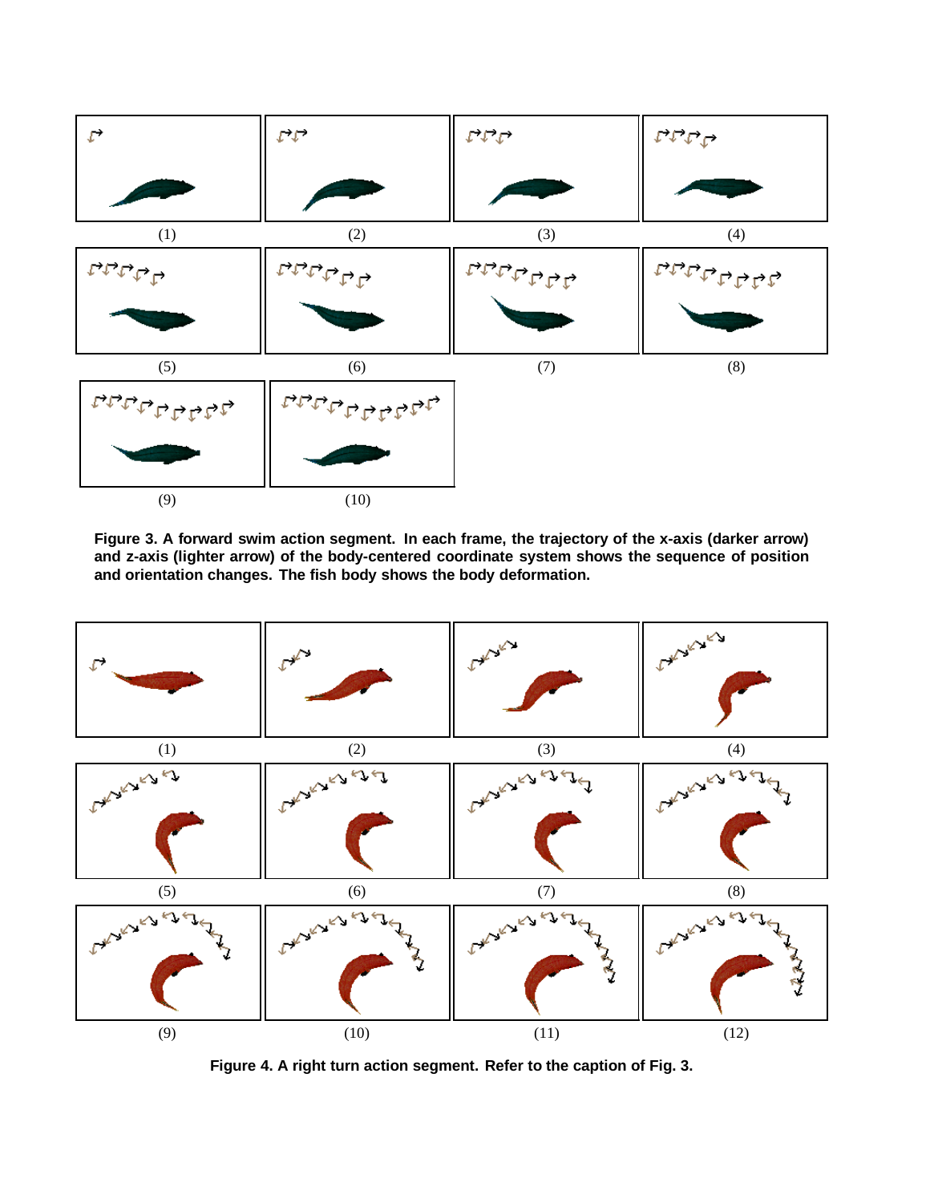**Figure 3. A forward swim action segment. In each frame, the trajectory of the x-axis (darker arrow) and z-axis (lighter arrow) of the body-centered coordinate system shows the sequence of position and orientation changes. The fish body shows the body deformation.**

**Figure 4. A right turn action segment. Refer to the caption of Fig. 3.**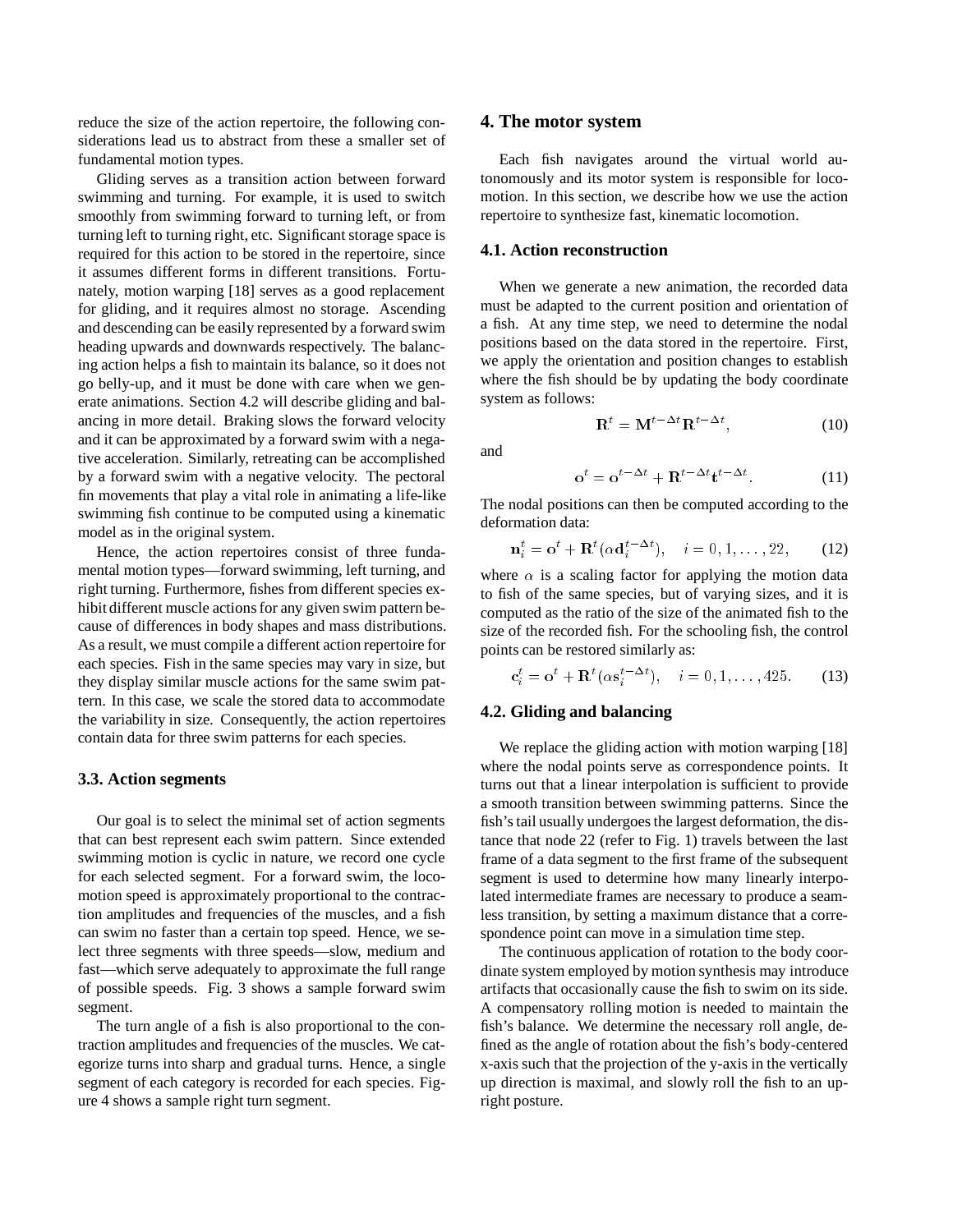reduce the size of the action repertoire, the following considerations lead us to abstract from these a smaller set of fundamental motion types.

Gliding serves as a transition action between forward swimming and turning. For example, it is used to switch smoothly from swimming forward to turning left, or from turning left to turning right, etc. Significant storage space is required for this action to be stored in the repertoire, since it assumes different forms in different transitions. Fortunately, motion warping [18] serves as a good replacement for gliding, and it requires almost no storage. Ascending and descending can be easily represented by a forward swim heading upwards and downwards respectively. The balancing action helps a fish to maintain its balance, so it does not go belly-up, and it must be done with care when we generate animations. Section 4.2 will describe gliding and balancing in more detail. Braking slows the forward velocity and it can be approximated by a forward swim with a negative acceleration. Similarly, retreating can be accomplished by a forward swim with a negative velocity. The pectoral fin movements that play a vital role in animating a life-like swimming fish continue to be computed using a kinematic model as in the original system.

Hence, the action repertoires consist of three fundamental motion types—forward swimming, left turning, and right turning. Furthermore, fishes from different species exhibit different muscle actions for any given swim pattern because of differences in body shapes and mass distributions. As a result, we must compile a different action repertoire for each species. Fish in the same species may vary in size, but they display similar muscle actions for the same swim pattern. In this case, we scale the stored data to accommodate the variability in size. Consequently, the action repertoires contain data for three swim patterns for each species.

### 3.3. Action segments

Our goal is to select the minimal set of action segments that can best represent each swim pattern. Since extended swimming motion is cyclic in nature, we record one cycle for each selected segment. For a forward swim, the locomotion speed is approximately proportional to the contraction amplitudes and frequencies of the muscles, and a fish can swim no faster than a certain top speed. Hence, we select three segments with three speeds—slow, medium and fast—which serve adequately to approximate the full range of possible speeds. Fig. 3 shows a sample forward swim segment.

The turn angle of a fish is also proportional to the contraction amplitudes and frequencies of the muscles. We categorize turns into sharp and gradual turns. Hence, a single segment of each category is recorded for each species. Figure 4 shows a sample right turn segment.

## 4. The motor system

Each fish navigates around the virtual world autonomously and its motor system is responsible for locomotion. In this section, we describe how we use the action repertoire to synthesize fast, kinematic locomotion.

### 4.1. Action reconstruction

When we generate a new animation, the recorded data must be adapted to the current position and orientation of a fish. At any time step, we need to determine the nodal positions based on the data stored in the repertoire. First, we apply the orientation and position changes to establish where the fish should be by updating the body coordinate system as follows:

$$\mathbf{R}^t = \mathbf{M}^{t-\Delta t}\mathbf{R}^{t-\Delta t}, \tag{10}$$

and

$$\mathbf{o}^t = \mathbf{o}^{t-\Delta t} + \mathbf{R}^{t-\Delta t}\mathbf{t}^{t-\Delta t}. \tag{11}$$

The nodal positions can then be computed according to the deformation data:

$$\mathbf{n}_i^t = \mathbf{o}^t + \mathbf{R}^t(\alpha\mathbf{d}_i^{t-\Delta t}), \quad i = 0, 1, \ldots, 22, \tag{12}$$

where $\alpha$ is a scaling factor for applying the motion data to fish of the same species, but of varying sizes, and it is computed as the ratio of the size of the animated fish to the size of the recorded fish. For the schooling fish, the control points can be restored similarly as:

$$\mathbf{c}_i^t = \mathbf{o}^t + \mathbf{R}^t(\alpha\mathbf{s}_i^{t-\Delta t}), \quad i = 0, 1, \ldots, 425. \tag{13}$$

### 4.2. Gliding and balancing

We replace the gliding action with motion warping [18] where the nodal points serve as correspondence points. It turns out that a linear interpolation is sufficient to provide a smooth transition between swimming patterns. Since the fish's tail usually undergoes the largest deformation, the distance that node 22 (refer to Fig. 1) travels between the last frame of a data segment to the first frame of the subsequent segment is used to determine how many linearly interpolated intermediate frames are necessary to produce a seamless transition, by setting a maximum distance that a correspondence point can move in a simulation time step.

The continuous application of rotation to the body coordinate system employed by motion synthesis may introduce artifacts that occasionally cause the fish to swim on its side. A compensatory rolling motion is needed to maintain the fish's balance. We determine the necessary roll angle, defined as the angle of rotation about the fish's body-centered x-axis such that the projection of the y-axis in the vertically up direction is maximal, and slowly roll the fish to an upright posture.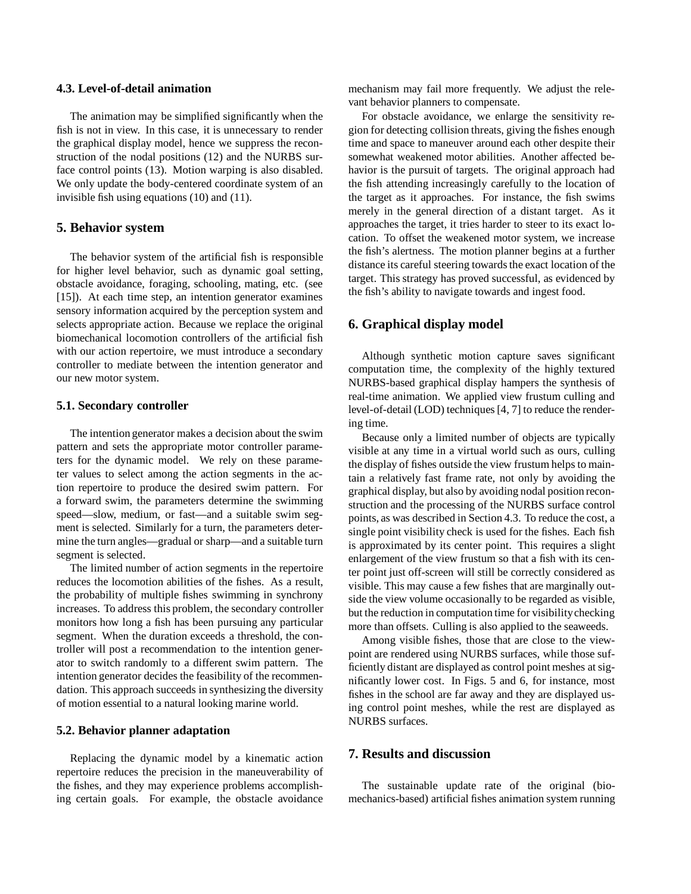### 4.3. Level-of-detail animation

The animation may be simplified significantly when the fish is not in view. In this case, it is unnecessary to render the graphical display model, hence we suppress the reconstruction of the nodal positions (12) and the NURBS surface control points (13). Motion warping is also disabled. We only update the body-centered coordinate system of an invisible fish using equations (10) and (11).

## 5. Behavior system

The behavior system of the artificial fish is responsible for higher level behavior, such as dynamic goal setting, obstacle avoidance, foraging, schooling, mating, etc. (see [15]). At each time step, an intention generator examines sensory information acquired by the perception system and selects appropriate action. Because we replace the original biomechanical locomotion controllers of the artificial fish with our action repertoire, we must introduce a secondary controller to mediate between the intention generator and our new motor system.

### 5.1. Secondary controller

The intention generator makes a decision about the swim pattern and sets the appropriate motor controller parameters for the dynamic model. We rely on these parameter values to select among the action segments in the action repertoire to produce the desired swim pattern. For a forward swim, the parameters determine the swimming speed—slow, medium, or fast—and a suitable swim segment is selected. Similarly for a turn, the parameters determine the turn angles—gradual or sharp—and a suitable turn segment is selected.

The limited number of action segments in the repertoire reduces the locomotion abilities of the fishes. As a result, the probability of multiple fishes swimming in synchrony increases. To address this problem, the secondary controller monitors how long a fish has been pursuing any particular segment. When the duration exceeds a threshold, the controller will post a recommendation to the intention generator to switch randomly to a different swim pattern. The intention generator decides the feasibility of the recommendation. This approach succeeds in synthesizing the diversity of motion essential to a natural looking marine world.

### 5.2. Behavior planner adaptation

Replacing the dynamic model by a kinematic action repertoire reduces the precision in the maneuverability of the fishes, and they may experience problems accomplishing certain goals. For example, the obstacle avoidance mechanism may fail more frequently. We adjust the relevant behavior planners to compensate.

For obstacle avoidance, we enlarge the sensitivity region for detecting collision threats, giving the fishes enough time and space to maneuver around each other despite their somewhat weakened motor abilities. Another affected behavior is the pursuit of targets. The original approach had the fish attending increasingly carefully to the location of the target as it approaches. For instance, the fish swims merely in the general direction of a distant target. As it approaches the target, it tries harder to steer to its exact location. To offset the weakened motor system, we increase the fish's alertness. The motion planner begins at a further distance its careful steering towards the exact location of the target. This strategy has proved successful, as evidenced by the fish's ability to navigate towards and ingest food.

## 6. Graphical display model

Although synthetic motion capture saves significant computation time, the complexity of the highly textured NURBS-based graphical display hampers the synthesis of real-time animation. We applied view frustum culling and level-of-detail (LOD) techniques [4, 7] to reduce the rendering time.

Because only a limited number of objects are typically visible at any time in a virtual world such as ours, culling the display of fishes outside the view frustum helps to maintain a relatively fast frame rate, not only by avoiding the graphical display, but also by avoiding nodal position reconstruction and the processing of the NURBS surface control points, as was described in Section 4.3. To reduce the cost, a single point visibility check is used for the fishes. Each fish is approximated by its center point. This requires a slight enlargement of the view frustum so that a fish with its center point just off-screen will still be correctly considered as visible. This may cause a few fishes that are marginally outside the view volume occasionally to be regarded as visible, but the reduction in computation time for visibility checking more than offsets. Culling is also applied to the seaweeds.

Among visible fishes, those that are close to the viewpoint are rendered using NURBS surfaces, while those sufficiently distant are displayed as control point meshes at significantly lower cost. In Figs. 5 and 6, for instance, most fishes in the school are far away and they are displayed using control point meshes, while the rest are displayed as NURBS surfaces.

## 7. Results and discussion

The sustainable update rate of the original (biomechanics-based) artificial fishes animation system running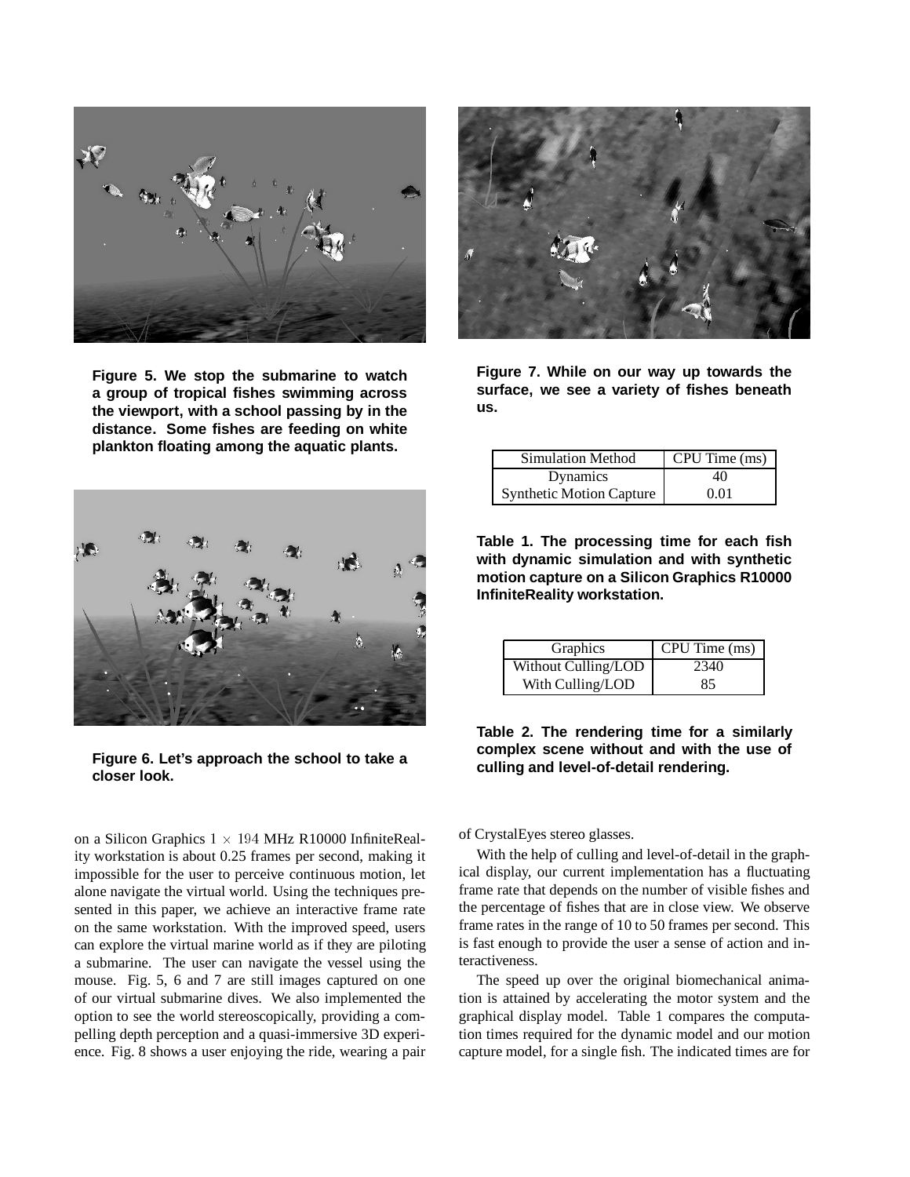Figure 5. We stop the submarine to watch a group of tropical fishes swimming across the viewport, with a school passing by in the distance. Some fishes are feeding on white plankton floating among the aquatic plants.

Figure 6. Let's approach the school to take a closer look.

Figure 7. While on our way up towards the surface, we see a variety of fishes beneath us.

| Simulation Method | CPU Time (ms) |
|---|---|
| Dynamics | 40 |
| Synthetic Motion Capture | 0.01 |

**Table 1. The processing time for each fish with dynamic simulation and with synthetic motion capture on a Silicon Graphics R10000 InfiniteReality workstation.**

| Graphics | CPU Time (ms) |
|---|---|
| Without Culling/LOD | 2340 |
| With Culling/LOD | 85 |

**Table 2. The rendering time for a similarly complex scene without and with the use of culling and level-of-detail rendering.**

on a Silicon Graphics $1 \times 194$ MHz R10000 InfiniteReality workstation is about 0.25 frames per second, making it impossible for the user to perceive continuous motion, let alone navigate the virtual world. Using the techniques presented in this paper, we achieve an interactive frame rate on the same workstation. With the improved speed, users can explore the virtual marine world as if they are piloting a submarine. The user can navigate the vessel using the mouse. Fig. 5, 6 and 7 are still images captured on one of our virtual submarine dives. We also implemented the option to see the world stereoscopically, providing a compelling depth perception and a quasi-immersive 3D experience. Fig. 8 shows a user enjoying the ride, wearing a pair of CrystalEyes stereo glasses.

With the help of culling and level-of-detail in the graphical display, our current implementation has a fluctuating frame rate that depends on the number of visible fishes and the percentage of fishes that are in close view. We observe frame rates in the range of 10 to 50 frames per second. This is fast enough to provide the user a sense of action and interactiveness.

The speed up over the original biomechanical animation is attained by accelerating the motor system and the graphical display model. Table 1 compares the computation times required for the dynamic model and our motion capture model, for a single fish. The indicated times are for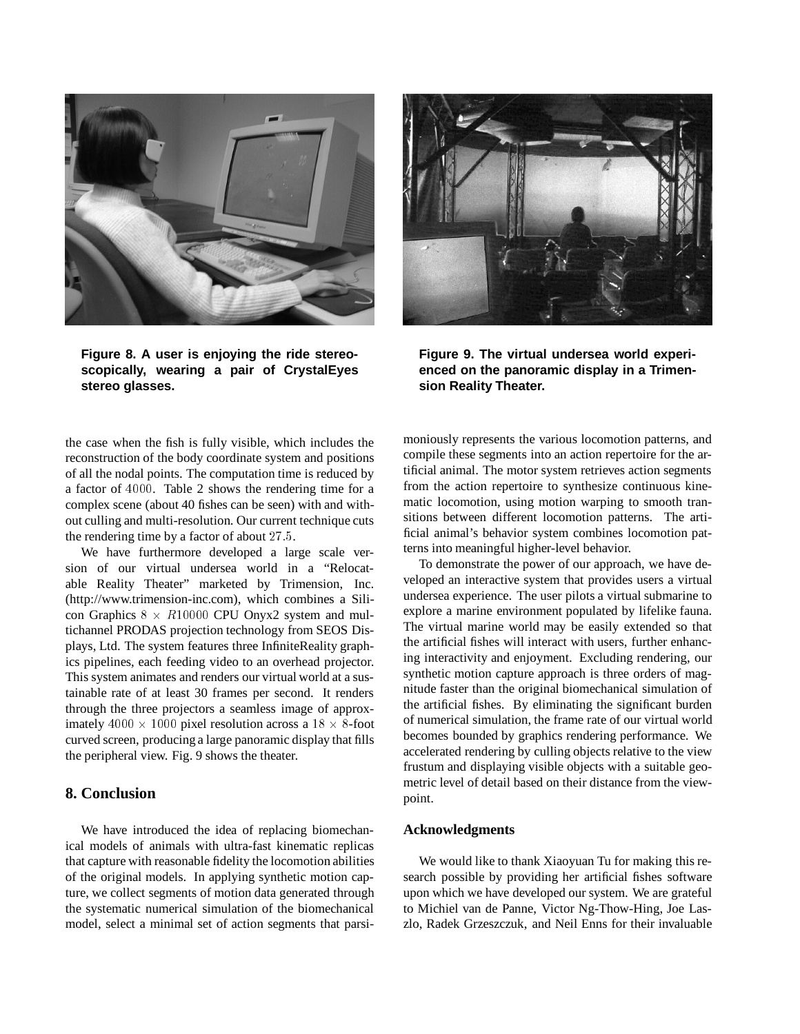Figure 8. A user is enjoying the ride stereoscopically, wearing a pair of CrystalEyes stereo glasses.

Figure 9. The virtual undersea world experienced on the panoramic display in a Trimension Reality Theater.

the case when the fish is fully visible, which includes the reconstruction of the body coordinate system and positions of all the nodal points. The computation time is reduced by a factor of $4000$. Table 2 shows the rendering time for a complex scene (about 40 fishes can be seen) with and without culling and multi-resolution. Our current technique cuts the rendering time by a factor of about $27.5$.

We have furthermore developed a large scale version of our virtual undersea world in a "Relocatable Reality Theater" marketed by Trimension, Inc. (http://www.trimension-inc.com), which combines a Silicon Graphics $8 \times R10000$ CPU Onyx2 system and multichannel PRODAS projection technology from SEOS Displays, Ltd. The system features three InfiniteReality graphics pipelines, each feeding video to an overhead projector. This system animates and renders our virtual world at a sustainable rate of at least 30 frames per second. It renders through the three projectors a seamless image of approximately $4000 \times 1000$ pixel resolution across a $18 \times 8$-foot curved screen, producing a large panoramic display that fills the peripheral view. Fig. 9 shows the theater.

## 8. Conclusion

We have introduced the idea of replacing biomechanical models of animals with ultra-fast kinematic replicas that capture with reasonable fidelity the locomotion abilities of the original models. In applying synthetic motion capture, we collect segments of motion data generated through the systematic numerical simulation of the biomechanical model, select a minimal set of action segments that parsimoniously represents the various locomotion patterns, and compile these segments into an action repertoire for the artificial animal. The motor system retrieves action segments from the action repertoire to synthesize continuous kinematic locomotion, using motion warping to smooth transitions between different locomotion patterns. The artificial animal's behavior system combines locomotion patterns into meaningful higher-level behavior.

To demonstrate the power of our approach, we have developed an interactive system that provides users a virtual undersea experience. The user pilots a virtual submarine to explore a marine environment populated by lifelike fauna. The virtual marine world may be easily extended so that the artificial fishes will interact with users, further enhancing interactivity and enjoyment. Excluding rendering, our synthetic motion capture approach is three orders of magnitude faster than the original biomechanical simulation of the artificial fishes. By eliminating the significant burden of numerical simulation, the frame rate of our virtual world becomes bounded by graphics rendering performance. We accelerated rendering by culling objects relative to the view frustum and displaying visible objects with a suitable geometric level of detail based on their distance from the viewpoint.

### Acknowledgments

We would like to thank Xiaoyuan Tu for making this research possible by providing her artificial fishes software upon which we have developed our system. We are grateful to Michiel van de Panne, Victor Ng-Thow-Hing, Joe Laszlo, Radek Grzeszczuk, and Neil Enns for their invaluable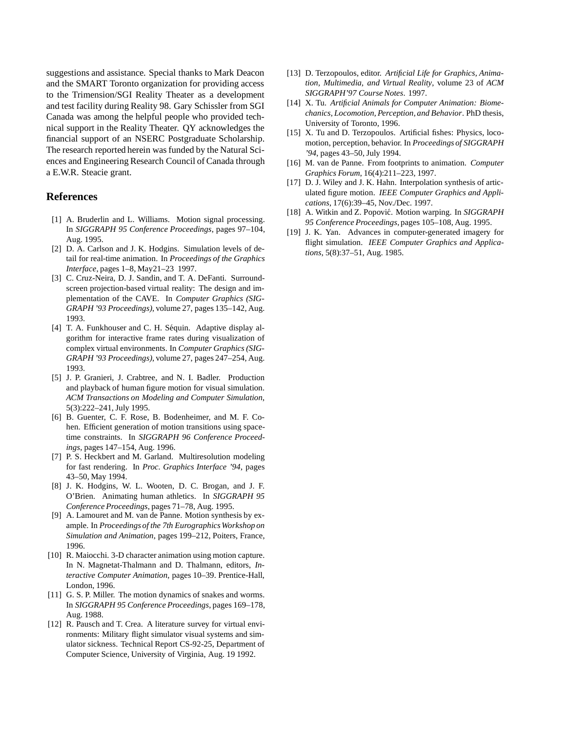suggestions and assistance. Special thanks to Mark Deacon and the SMART Toronto organization for providing access to the Trimension/SGI Reality Theater as a development and test facility during Reality 98. Gary Schissler from SGI Canada was among the helpful people who provided technical support in the Reality Theater. QY acknowledges the financial support of an NSERC Postgraduate Scholarship. The research reported herein was funded by the Natural Sciences and Engineering Research Council of Canada through a E.W.R. Steacie grant.

## References

[1] A. Bruderlin and L. Williams. Motion signal processing. In *SIGGRAPH 95 Conference Proceedings*, pages 97–104, Aug. 1995.

[2] D. A. Carlson and J. K. Hodgins. Simulation levels of detail for real-time animation. In *Proceedings of the Graphics Interface*, pages 1–8, May21–23 1997.

[3] C. Cruz-Neira, D. J. Sandin, and T. A. DeFanti. Surround-screen projection-based virtual reality: The design and implementation of the CAVE. In *Computer Graphics (SIGGRAPH '93 Proceedings)*, volume 27, pages 135–142, Aug. 1993.

[4] T. A. Funkhouser and C. H. Séquin. Adaptive display algorithm for interactive frame rates during visualization of complex virtual environments. In *Computer Graphics (SIGGRAPH '93 Proceedings)*, volume 27, pages 247–254, Aug. 1993.

[5] J. P. Granieri, J. Crabtree, and N. I. Badler. Production and playback of human figure motion for visual simulation. *ACM Transactions on Modeling and Computer Simulation*, 5(3):222–241, July 1995.

[6] B. Guenter, C. F. Rose, B. Bodenheimer, and M. F. Cohen. Efficient generation of motion transitions using spacetime constraints. In *SIGGRAPH 96 Conference Proceedings*, pages 147–154, Aug. 1996.

[7] P. S. Heckbert and M. Garland. Multiresolution modeling for fast rendering. In *Proc. Graphics Interface '94*, pages 43–50, May 1994.

[8] J. K. Hodgins, W. L. Wooten, D. C. Brogan, and J. F. O'Brien. Animating human athletics. In *SIGGRAPH 95 Conference Proceedings*, pages 71–78, Aug. 1995.

[9] A. Lamouret and M. van de Panne. Motion synthesis by example. In *Proceedings of the 7th Eurographics Workshop on Simulation and Animation*, pages 199–212, Poiters, France, 1996.

[10] R. Maiocchi. 3-D character animation using motion capture. In N. Magnetat-Thalmann and D. Thalmann, editors, *Interactive Computer Animation*, pages 10–39. Prentice-Hall, London, 1996.

[11] G. S. P. Miller. The motion dynamics of snakes and worms. In *SIGGRAPH 95 Conference Proceedings*, pages 169–178, Aug. 1988.

[12] R. Pausch and T. Crea. A literature survey for virtual environments: Military flight simulator visual systems and simulator sickness. Technical Report CS-92-25, Department of Computer Science, University of Virginia, Aug. 19 1992.

[13] D. Terzopoulos, editor. *Artificial Life for Graphics, Animation, Multimedia, and Virtual Reality*, volume 23 of *ACM SIGGRAPH'97 Course Notes*. 1997.

[14] X. Tu. *Artificial Animals for Computer Animation: Biomechanics, Locomotion, Perception, and Behavior*. PhD thesis, University of Toronto, 1996.

[15] X. Tu and D. Terzopoulos. Artificial fishes: Physics, locomotion, perception, behavior. In *Proceedings of SIGGRAPH '94*, pages 43–50, July 1994.

[16] M. van de Panne. From footprints to animation. *Computer Graphics Forum*, 16(4):211–223, 1997.

[17] D. J. Wiley and J. K. Hahn. Interpolation synthesis of articulated figure motion. *IEEE Computer Graphics and Applications*, 17(6):39–45, Nov./Dec. 1997.

[18] A. Witkin and Z. Popović. Motion warping. In *SIGGRAPH 95 Conference Proceedings*, pages 105–108, Aug. 1995.

[19] J. K. Yan. Advances in computer-generated imagery for flight simulation. *IEEE Computer Graphics and Applications*, 5(8):37–51, Aug. 1985.